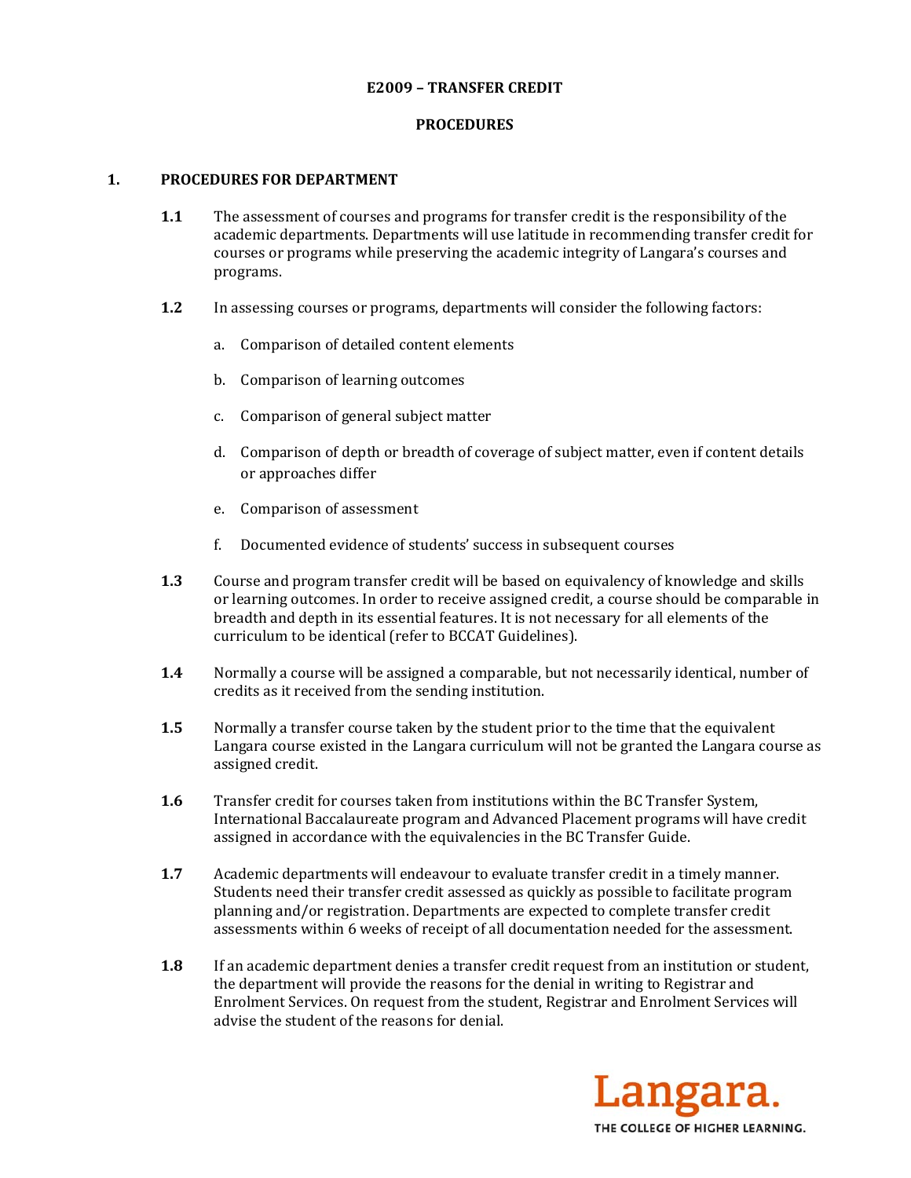# E2009 – TRANSFER CREDIT

## PROCEDURES

### 1. PROCEDURES FOR DEPARTMENT

**1.1** The assessment of courses and programs for transfer credit is the responsibility of the academic departments. Departments will use latitude in recommending transfer credit for courses or programs while preserving the academic integrity of Langara's courses and programs.

**1.2** In assessing courses or programs, departments will consider the following factors:

a. Comparison of detailed content elements

b. Comparison of learning outcomes

c. Comparison of general subject matter

d. Comparison of depth or breadth of coverage of subject matter, even if content details or approaches differ

e. Comparison of assessment

f. Documented evidence of students' success in subsequent courses

**1.3** Course and program transfer credit will be based on equivalency of knowledge and skills or learning outcomes. In order to receive assigned credit, a course should be comparable in breadth and depth in its essential features. It is not necessary for all elements of the curriculum to be identical (refer to BCCAT Guidelines).

**1.4** Normally a course will be assigned a comparable, but not necessarily identical, number of credits as it received from the sending institution.

**1.5** Normally a transfer course taken by the student prior to the time that the equivalent Langara course existed in the Langara curriculum will not be granted the Langara course as assigned credit.

**1.6** Transfer credit for courses taken from institutions within the BC Transfer System, International Baccalaureate program and Advanced Placement programs will have credit assigned in accordance with the equivalencies in the BC Transfer Guide.

**1.7** Academic departments will endeavour to evaluate transfer credit in a timely manner. Students need their transfer credit assessed as quickly as possible to facilitate program planning and/or registration. Departments are expected to complete transfer credit assessments within 6 weeks of receipt of all documentation needed for the assessment.

**1.8** If an academic department denies a transfer credit request from an institution or student, the department will provide the reasons for the denial in writing to Registrar and Enrolment Services. On request from the student, Registrar and Enrolment Services will advise the student of the reasons for denial.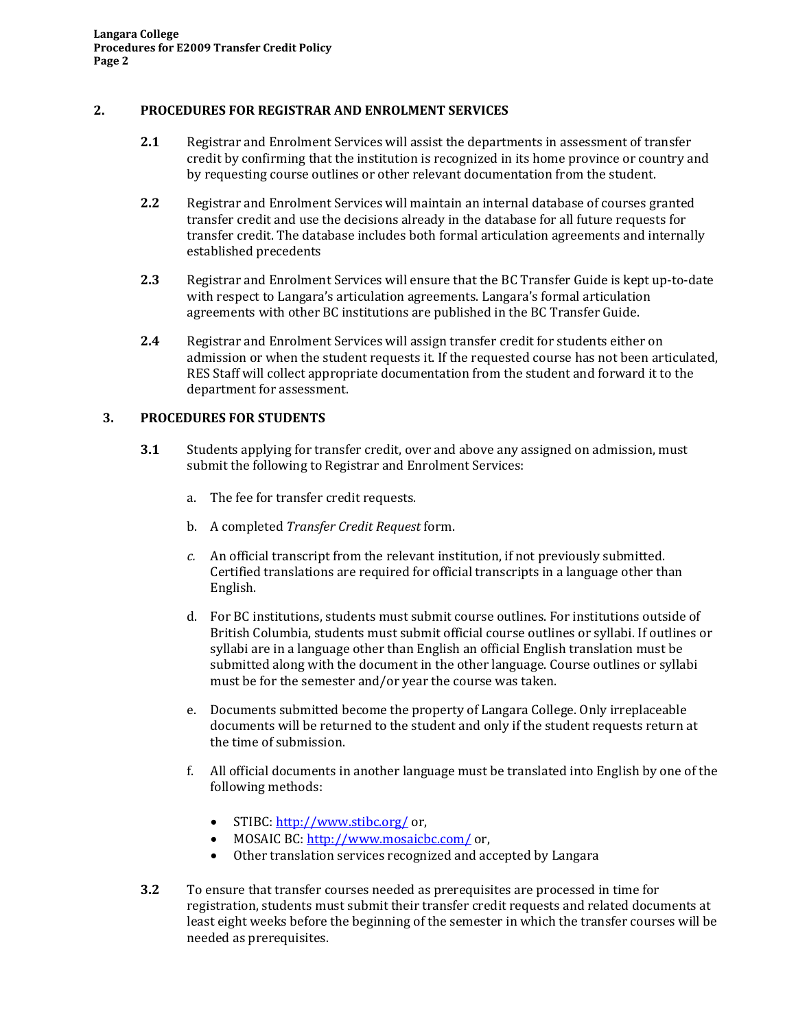## 2. PROCEDURES FOR REGISTRAR AND ENROLMENT SERVICES

**2.1** Registrar and Enrolment Services will assist the departments in assessment of transfer credit by confirming that the institution is recognized in its home province or country and by requesting course outlines or other relevant documentation from the student.

**2.2** Registrar and Enrolment Services will maintain an internal database of courses granted transfer credit and use the decisions already in the database for all future requests for transfer credit. The database includes both formal articulation agreements and internally established precedents

**2.3** Registrar and Enrolment Services will ensure that the BC Transfer Guide is kept up-to-date with respect to Langara's articulation agreements. Langara's formal articulation agreements with other BC institutions are published in the BC Transfer Guide.

**2.4** Registrar and Enrolment Services will assign transfer credit for students either on admission or when the student requests it. If the requested course has not been articulated, RES Staff will collect appropriate documentation from the student and forward it to the department for assessment.

## 3. PROCEDURES FOR STUDENTS

**3.1** Students applying for transfer credit, over and above any assigned on admission, must submit the following to Registrar and Enrolment Services:

a. The fee for transfer credit requests.

b. A completed *Transfer Credit Request* form.

*c.* An official transcript from the relevant institution, if not previously submitted. Certified translations are required for official transcripts in a language other than English.

d. For BC institutions, students must submit course outlines. For institutions outside of British Columbia, students must submit official course outlines or syllabi. If outlines or syllabi are in a language other than English an official English translation must be submitted along with the document in the other language. Course outlines or syllabi must be for the semester and/or year the course was taken.

e. Documents submitted become the property of Langara College. Only irreplaceable documents will be returned to the student and only if the student requests return at the time of submission.

f. All official documents in another language must be translated into English by one of the following methods:

- STIBC: http://www.stibc.org/ or,
- MOSAIC BC: http://www.mosaicbc.com/ or,
- Other translation services recognized and accepted by Langara

**3.2** To ensure that transfer courses needed as prerequisites are processed in time for registration, students must submit their transfer credit requests and related documents at least eight weeks before the beginning of the semester in which the transfer courses will be needed as prerequisites.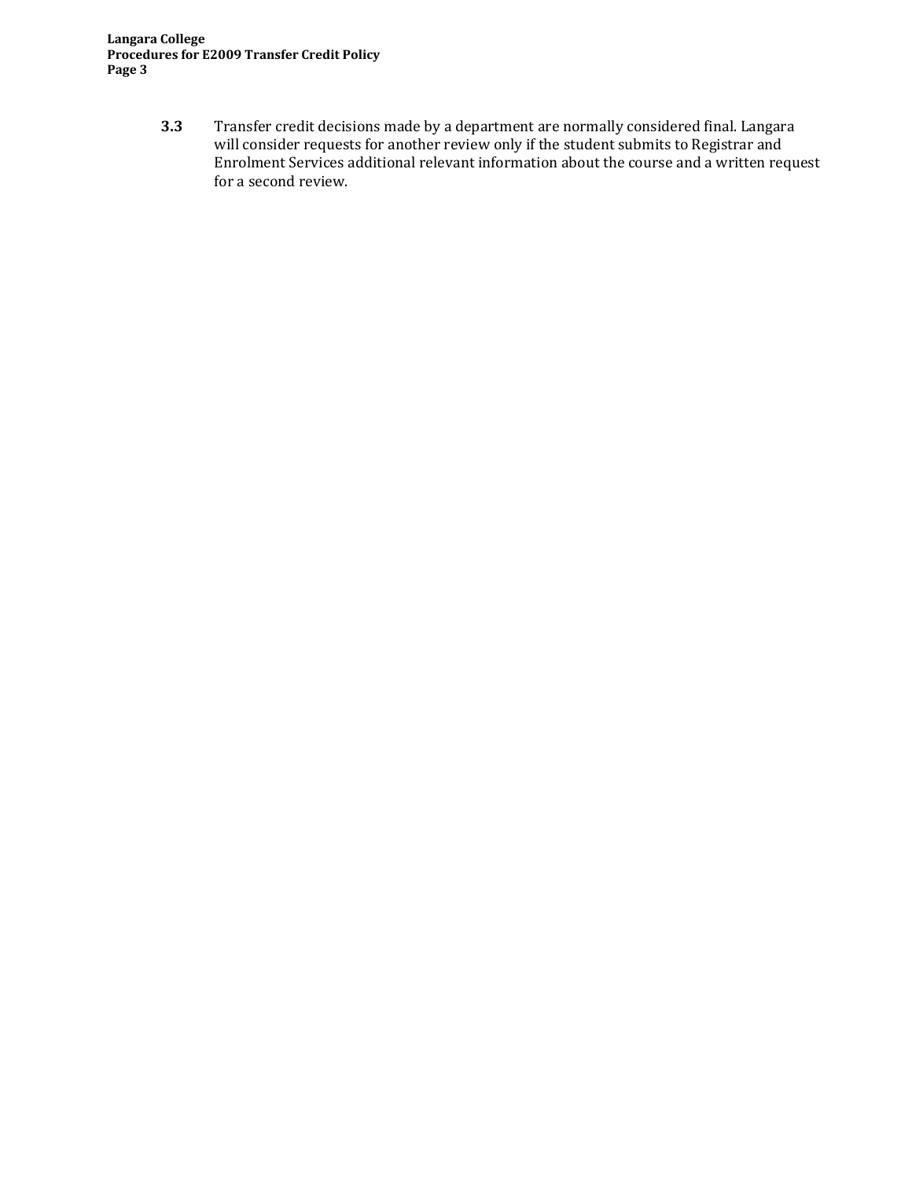**3.3** Transfer credit decisions made by a department are normally considered final. Langara will consider requests for another review only if the student submits to Registrar and Enrolment Services additional relevant information about the course and a written request for a second review.